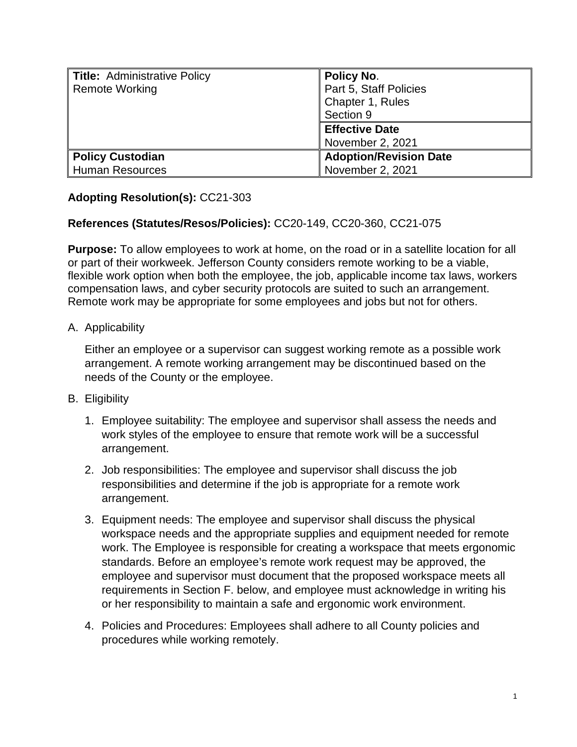| **Title:** Administrative Policy<br>Remote Working | **Policy No**.<br>Part 5, Staff Policies<br>Chapter 1, Rules<br>Section 9 |
|---|---|
| | **Effective Date**<br>November 2, 2021 |
| **Policy Custodian**<br>Human Resources | **Adoption/Revision Date**<br>November 2, 2021 |

**Adopting Resolution(s):** CC21-303

**References (Statutes/Resos/Policies):** CC20-149, CC20-360, CC21-075

**Purpose:** To allow employees to work at home, on the road or in a satellite location for all or part of their workweek. Jefferson County considers remote working to be a viable, flexible work option when both the employee, the job, applicable income tax laws, workers compensation laws, and cyber security protocols are suited to such an arrangement. Remote work may be appropriate for some employees and jobs but not for others.

A. Applicability

   Either an employee or a supervisor can suggest working remote as a possible work arrangement. A remote working arrangement may be discontinued based on the needs of the County or the employee.

B. Eligibility

   1. Employee suitability: The employee and supervisor shall assess the needs and work styles of the employee to ensure that remote work will be a successful arrangement.

   2. Job responsibilities: The employee and supervisor shall discuss the job responsibilities and determine if the job is appropriate for a remote work arrangement.

   3. Equipment needs: The employee and supervisor shall discuss the physical workspace needs and the appropriate supplies and equipment needed for remote work. The Employee is responsible for creating a workspace that meets ergonomic standards. Before an employee's remote work request may be approved, the employee and supervisor must document that the proposed workspace meets all requirements in Section F. below, and employee must acknowledge in writing his or her responsibility to maintain a safe and ergonomic work environment.

   4. Policies and Procedures: Employees shall adhere to all County policies and procedures while working remotely.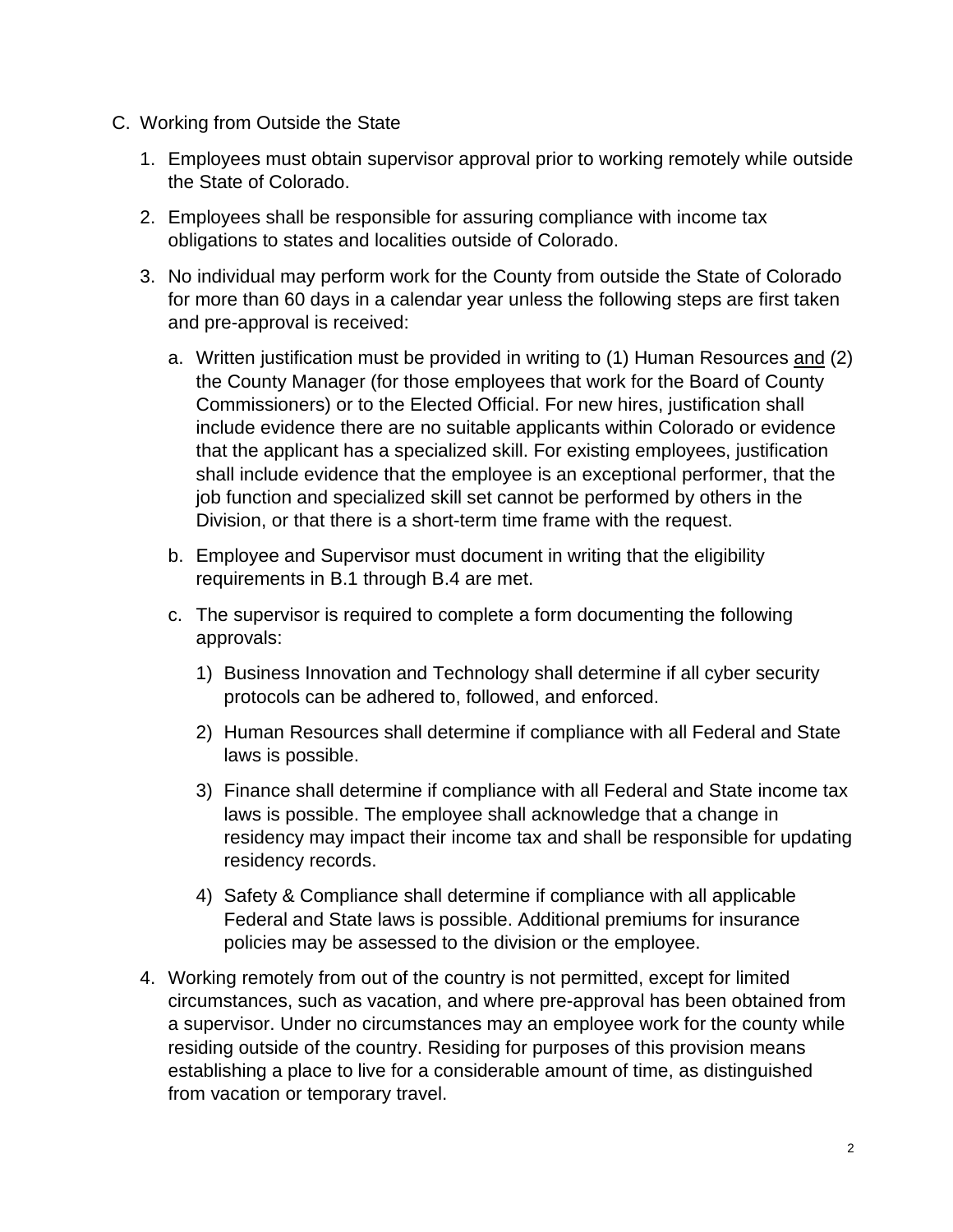C. Working from Outside the State

1. Employees must obtain supervisor approval prior to working remotely while outside the State of Colorado.

2. Employees shall be responsible for assuring compliance with income tax obligations to states and localities outside of Colorado.

3. No individual may perform work for the County from outside the State of Colorado for more than 60 days in a calendar year unless the following steps are first taken and pre-approval is received:

   a. Written justification must be provided in writing to (1) Human Resources <u>and</u> (2) the County Manager (for those employees that work for the Board of County Commissioners) or to the Elected Official. For new hires, justification shall include evidence there are no suitable applicants within Colorado or evidence that the applicant has a specialized skill. For existing employees, justification shall include evidence that the employee is an exceptional performer, that the job function and specialized skill set cannot be performed by others in the Division, or that there is a short-term time frame with the request.

   b. Employee and Supervisor must document in writing that the eligibility requirements in B.1 through B.4 are met.

   c. The supervisor is required to complete a form documenting the following approvals:

      1) Business Innovation and Technology shall determine if all cyber security protocols can be adhered to, followed, and enforced.

      2) Human Resources shall determine if compliance with all Federal and State laws is possible.

      3) Finance shall determine if compliance with all Federal and State income tax laws is possible. The employee shall acknowledge that a change in residency may impact their income tax and shall be responsible for updating residency records.

      4) Safety & Compliance shall determine if compliance with all applicable Federal and State laws is possible. Additional premiums for insurance policies may be assessed to the division or the employee.

4. Working remotely from out of the country is not permitted, except for limited circumstances, such as vacation, and where pre-approval has been obtained from a supervisor. Under no circumstances may an employee work for the county while residing outside of the country. Residing for purposes of this provision means establishing a place to live for a considerable amount of time, as distinguished from vacation or temporary travel.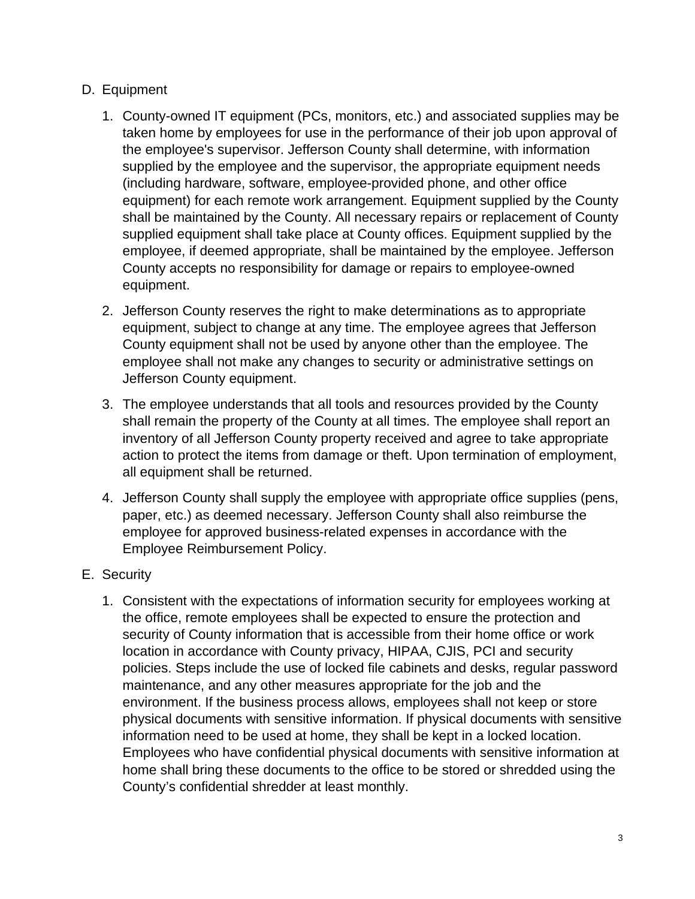D. Equipment

  1. County-owned IT equipment (PCs, monitors, etc.) and associated supplies may be taken home by employees for use in the performance of their job upon approval of the employee's supervisor. Jefferson County shall determine, with information supplied by the employee and the supervisor, the appropriate equipment needs (including hardware, software, employee-provided phone, and other office equipment) for each remote work arrangement. Equipment supplied by the County shall be maintained by the County. All necessary repairs or replacement of County supplied equipment shall take place at County offices. Equipment supplied by the employee, if deemed appropriate, shall be maintained by the employee. Jefferson County accepts no responsibility for damage or repairs to employee-owned equipment.

  2. Jefferson County reserves the right to make determinations as to appropriate equipment, subject to change at any time. The employee agrees that Jefferson County equipment shall not be used by anyone other than the employee. The employee shall not make any changes to security or administrative settings on Jefferson County equipment.

  3. The employee understands that all tools and resources provided by the County shall remain the property of the County at all times. The employee shall report an inventory of all Jefferson County property received and agree to take appropriate action to protect the items from damage or theft. Upon termination of employment, all equipment shall be returned.

  4. Jefferson County shall supply the employee with appropriate office supplies (pens, paper, etc.) as deemed necessary. Jefferson County shall also reimburse the employee for approved business-related expenses in accordance with the Employee Reimbursement Policy.

E. Security

  1. Consistent with the expectations of information security for employees working at the office, remote employees shall be expected to ensure the protection and security of County information that is accessible from their home office or work location in accordance with County privacy, HIPAA, CJIS, PCI and security policies. Steps include the use of locked file cabinets and desks, regular password maintenance, and any other measures appropriate for the job and the environment. If the business process allows, employees shall not keep or store physical documents with sensitive information. If physical documents with sensitive information need to be used at home, they shall be kept in a locked location. Employees who have confidential physical documents with sensitive information at home shall bring these documents to the office to be stored or shredded using the County's confidential shredder at least monthly.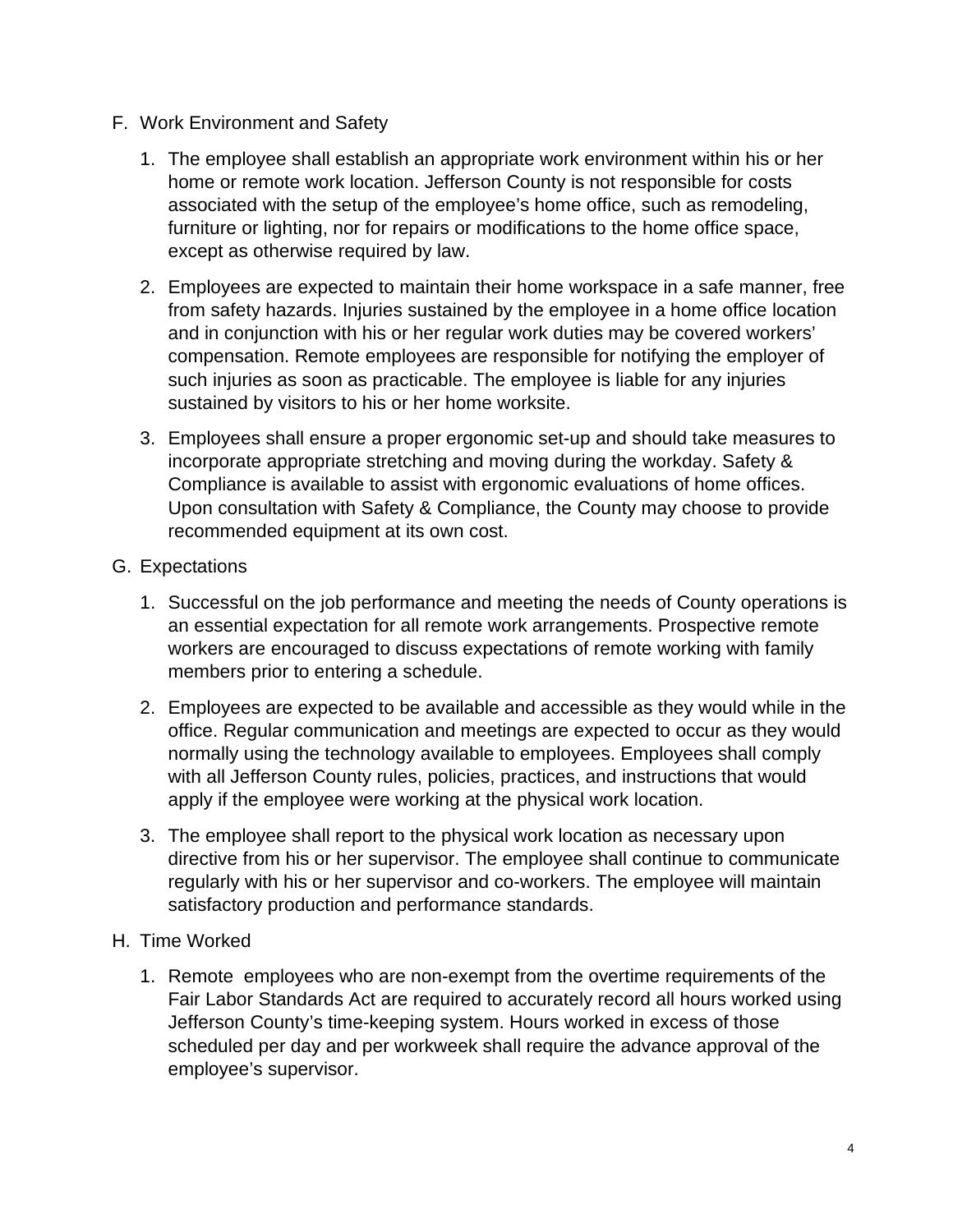F. Work Environment and Safety

1. The employee shall establish an appropriate work environment within his or her home or remote work location. Jefferson County is not responsible for costs associated with the setup of the employee's home office, such as remodeling, furniture or lighting, nor for repairs or modifications to the home office space, except as otherwise required by law.

2. Employees are expected to maintain their home workspace in a safe manner, free from safety hazards. Injuries sustained by the employee in a home office location and in conjunction with his or her regular work duties may be covered workers' compensation. Remote employees are responsible for notifying the employer of such injuries as soon as practicable. The employee is liable for any injuries sustained by visitors to his or her home worksite.

3. Employees shall ensure a proper ergonomic set-up and should take measures to incorporate appropriate stretching and moving during the workday. Safety & Compliance is available to assist with ergonomic evaluations of home offices. Upon consultation with Safety & Compliance, the County may choose to provide recommended equipment at its own cost.

G. Expectations

1. Successful on the job performance and meeting the needs of County operations is an essential expectation for all remote work arrangements. Prospective remote workers are encouraged to discuss expectations of remote working with family members prior to entering a schedule.

2. Employees are expected to be available and accessible as they would while in the office. Regular communication and meetings are expected to occur as they would normally using the technology available to employees. Employees shall comply with all Jefferson County rules, policies, practices, and instructions that would apply if the employee were working at the physical work location.

3. The employee shall report to the physical work location as necessary upon directive from his or her supervisor. The employee shall continue to communicate regularly with his or her supervisor and co-workers. The employee will maintain satisfactory production and performance standards.

H. Time Worked

1. Remote employees who are non-exempt from the overtime requirements of the Fair Labor Standards Act are required to accurately record all hours worked using Jefferson County's time-keeping system. Hours worked in excess of those scheduled per day and per workweek shall require the advance approval of the employee's supervisor.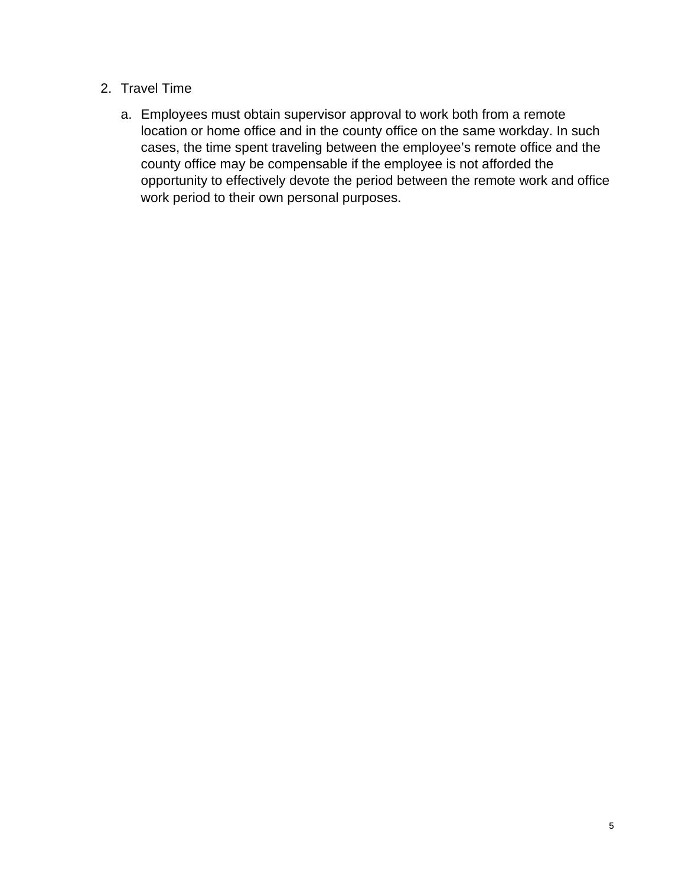2. Travel Time

   a. Employees must obtain supervisor approval to work both from a remote location or home office and in the county office on the same workday. In such cases, the time spent traveling between the employee's remote office and the county office may be compensable if the employee is not afforded the opportunity to effectively devote the period between the remote work and office work period to their own personal purposes.